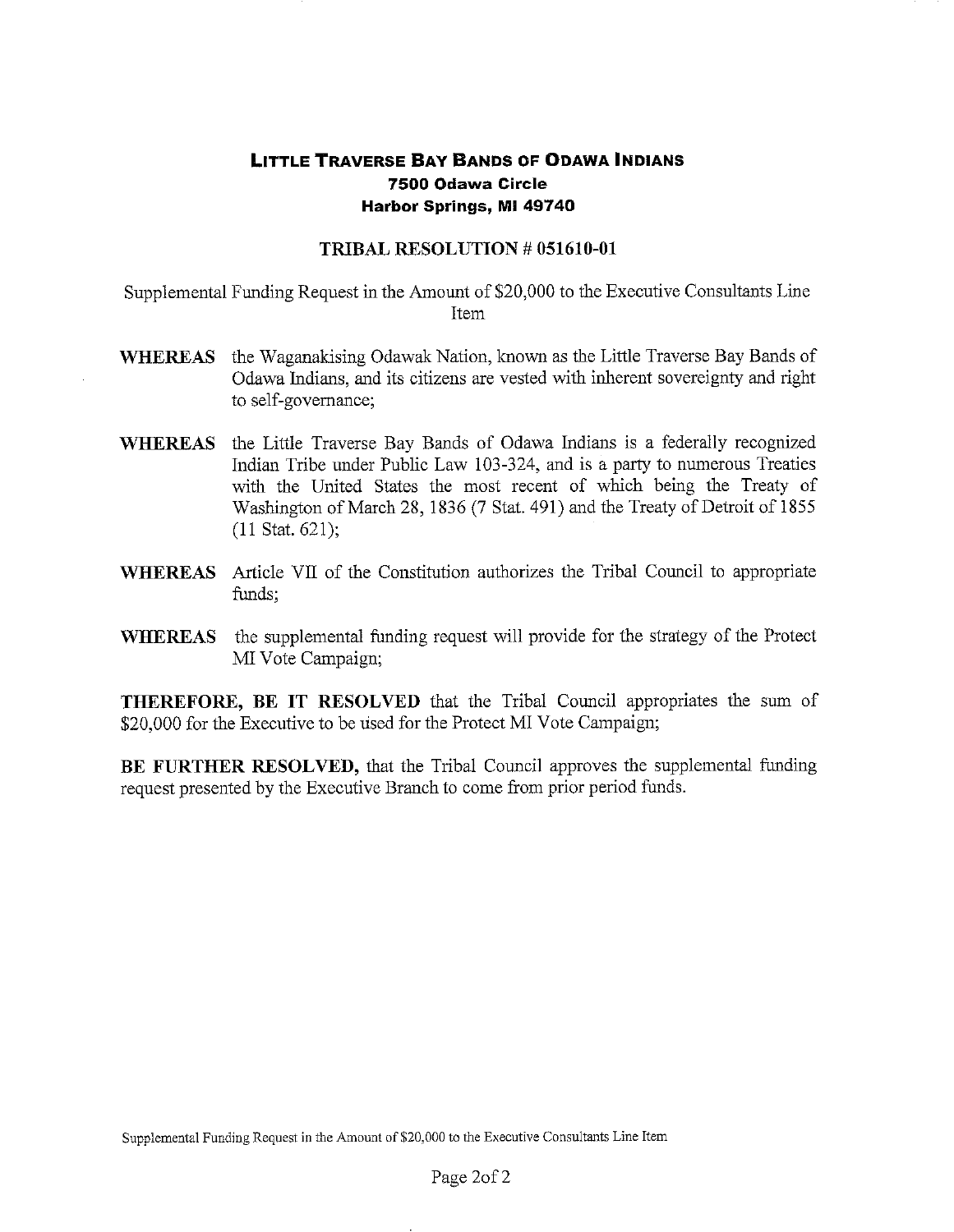# Little Traverse Bay Bands of Odawa Indians
**7500 Odawa Circle**
**Harbor Springs, MI 49740**

## TRIBAL RESOLUTION # 051610-01

Supplemental Funding Request in the Amount of $20,000 to the Executive Consultants Line Item

**WHEREAS** the Waganakising Odawak Nation, known as the Little Traverse Bay Bands of Odawa Indians, and its citizens are vested with inherent sovereignty and right to self-governance;

**WHEREAS** the Little Traverse Bay Bands of Odawa Indians is a federally recognized Indian Tribe under Public Law 103-324, and is a party to numerous Treaties with the United States the most recent of which being the Treaty of Washington of March 28, 1836 (7 Stat. 491) and the Treaty of Detroit of 1855 (11 Stat. 621);

**WHEREAS** Article VII of the Constitution authorizes the Tribal Council to appropriate funds;

**WHEREAS** the supplemental funding request will provide for the strategy of the Protect MI Vote Campaign;

**THEREFORE, BE IT RESOLVED** that the Tribal Council appropriates the sum of $20,000 for the Executive to be used for the Protect MI Vote Campaign;

**BE FURTHER RESOLVED,** that the Tribal Council approves the supplemental funding request presented by the Executive Branch to come from prior period funds.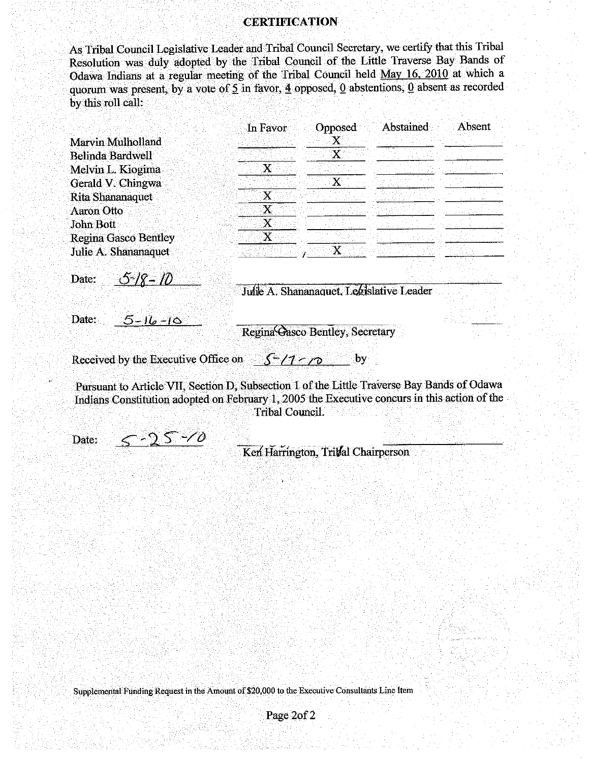## CERTIFICATION

As Tribal Council Legislative Leader and Tribal Council Secretary, we certify that this Tribal Resolution was duly adopted by the Tribal Council of the Little Traverse Bay Bands of Odawa Indians at a regular meeting of the Tribal Council held May 16, 2010 at which a quorum was present, by a vote of 5 in favor, 4 opposed, 0 abstentions, 0 absent as recorded by this roll call:

| | In Favor | Opposed | Abstained | Absent |
|---|---|---|---|---|
| Marvin Mulholland | | X | | |
| Belinda Bardwell | | X | | |
| Melvin L. Kiogima | X | | | |
| Gerald V. Chingwa | | X | | |
| Rita Shananaquet | X | | | |
| Aaron Otto | X | | | |
| John Bott | X | | | |
| Regina Gasco Bentley | X | | | |
| Julie A. Shananaquet | | X | | |

Date: 5-18-10 ______________________________
Julie A. Shananaquet, Legislative Leader

Date: 5-16-10 ______________________________
Regina Gasco Bentley, Secretary

Received by the Executive Office on 5-17-10 by

Pursuant to Article VII, Section D, Subsection 1 of the Little Traverse Bay Bands of Odawa Indians Constitution adopted on February 1, 2005 the Executive concurs in this action of the Tribal Council.

Date: 5-25-10 ______________________________
Ken Harrington, Tribal Chairperson

Supplemental Funding Request in the Amount of $20,000 to the Executive Consultants Line Item